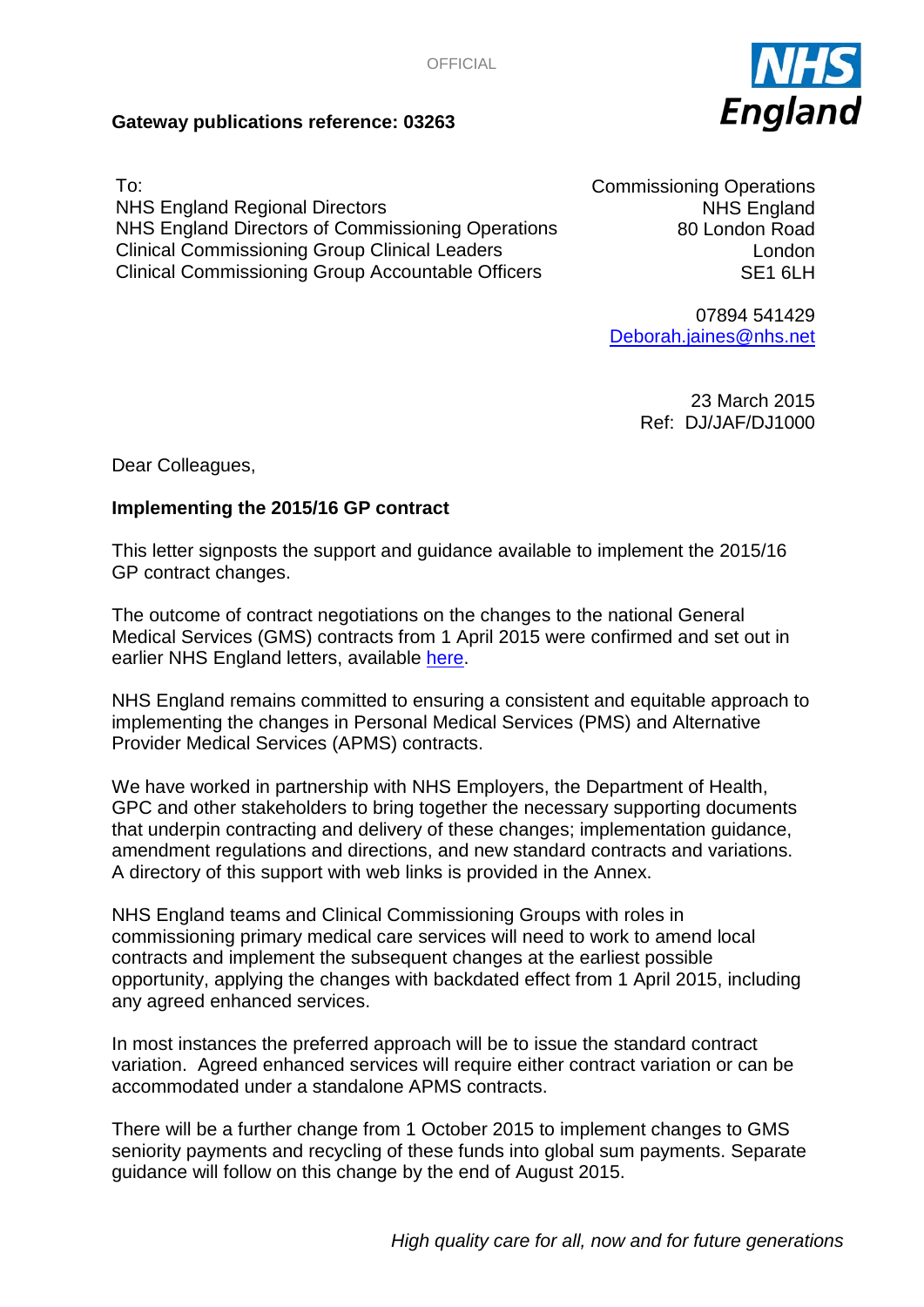OFFICIAL

**Gateway publications reference: 03263**

To:
NHS England Regional Directors
NHS England Directors of Commissioning Operations
Clinical Commissioning Group Clinical Leaders
Clinical Commissioning Group Accountable Officers

Commissioning Operations
NHS England
80 London Road
London
SE1 6LH

07894 541429
[Deborah.jaines@nhs.net](mailto:Deborah.jaines@nhs.net)

23 March 2015
Ref: DJ/JAF/DJ1000

Dear Colleagues,

**Implementing the 2015/16 GP contract**

This letter signposts the support and guidance available to implement the 2015/16 GP contract changes.

The outcome of contract negotiations on the changes to the national General Medical Services (GMS) contracts from 1 April 2015 were confirmed and set out in earlier NHS England letters, available here.

NHS England remains committed to ensuring a consistent and equitable approach to implementing the changes in Personal Medical Services (PMS) and Alternative Provider Medical Services (APMS) contracts.

We have worked in partnership with NHS Employers, the Department of Health, GPC and other stakeholders to bring together the necessary supporting documents that underpin contracting and delivery of these changes; implementation guidance, amendment regulations and directions, and new standard contracts and variations. A directory of this support with web links is provided in the Annex.

NHS England teams and Clinical Commissioning Groups with roles in commissioning primary medical care services will need to work to amend local contracts and implement the subsequent changes at the earliest possible opportunity, applying the changes with backdated effect from 1 April 2015, including any agreed enhanced services.

In most instances the preferred approach will be to issue the standard contract variation. Agreed enhanced services will require either contract variation or can be accommodated under a standalone APMS contracts.

There will be a further change from 1 October 2015 to implement changes to GMS seniority payments and recycling of these funds into global sum payments. Separate guidance will follow on this change by the end of August 2015.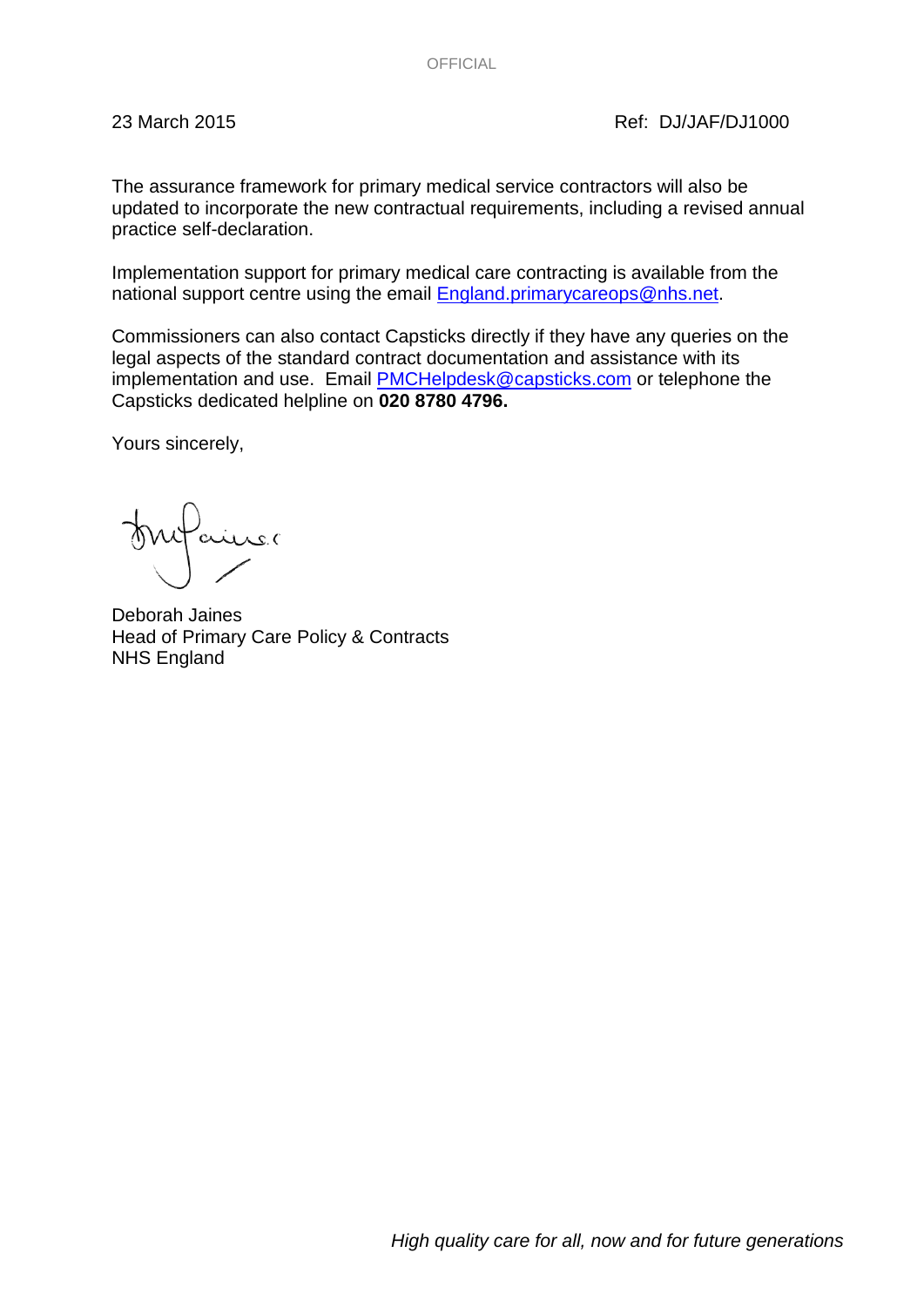23 March 2015 Ref: DJ/JAF/DJ1000

The assurance framework for primary medical service contractors will also be updated to incorporate the new contractual requirements, including a revised annual practice self-declaration.

Implementation support for primary medical care contracting is available from the national support centre using the email England.primarycareops@nhs.net.

Commissioners can also contact Capsticks directly if they have any queries on the legal aspects of the standard contract documentation and assistance with its implementation and use. Email PMCHelpdesk@capsticks.com or telephone the Capsticks dedicated helpline on **020 8780 4796.**

Yours sincerely,

Deborah Jaines
Head of Primary Care Policy & Contracts
NHS England